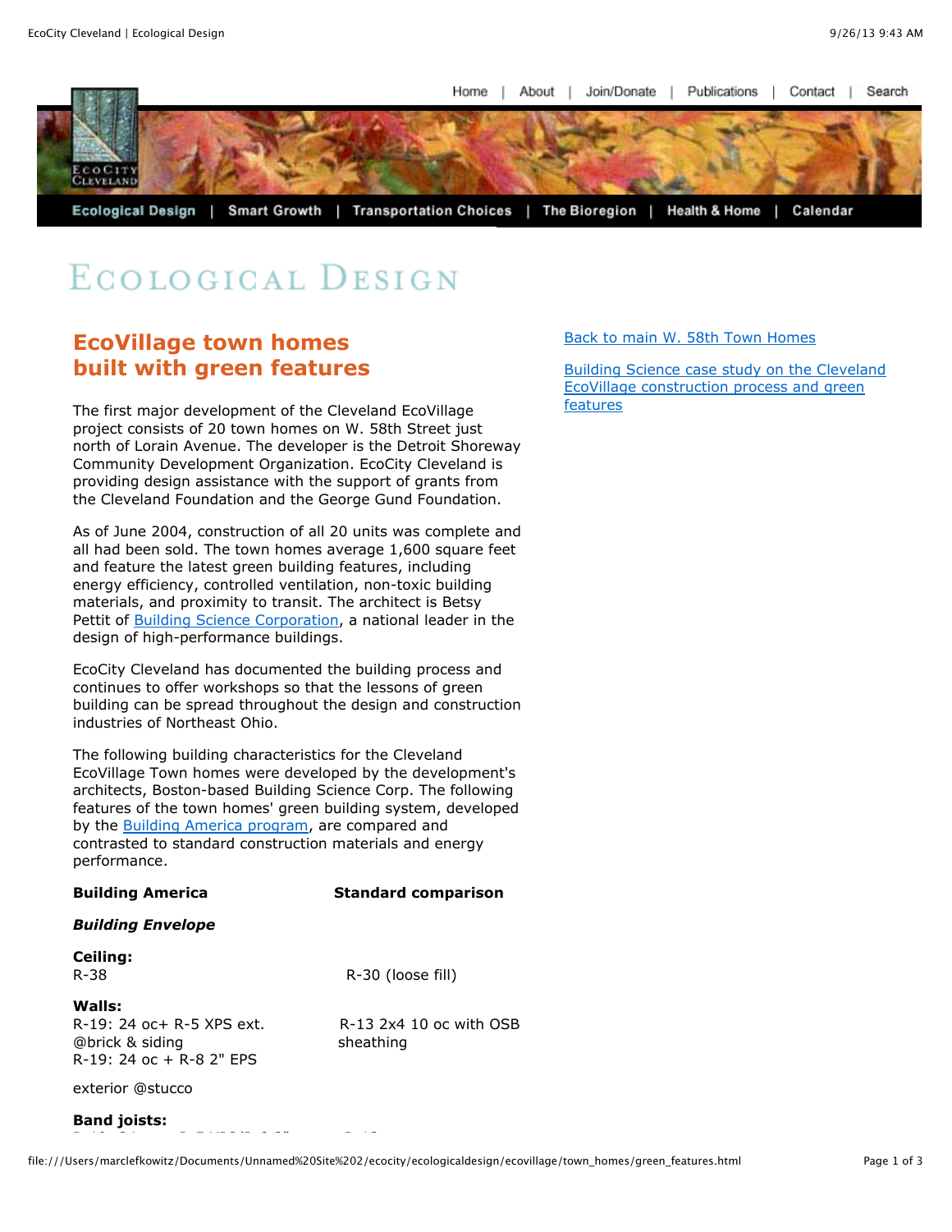Home | About | Join/Donate | Publications | Contact | Search

Ecological Design | Smart Growth | Transportation Choices | The Bioregion | Health & Home | Calendar

# Ecological Design

## EcoVillage town homes built with green features

[Back to main W. 58th Town Homes]

[Building Science case study on the Cleveland EcoVillage construction process and green features]

The first major development of the Cleveland EcoVillage project consists of 20 town homes on W. 58th Street just north of Lorain Avenue. The developer is the Detroit Shoreway Community Development Organization. EcoCity Cleveland is providing design assistance with the support of grants from the Cleveland Foundation and the George Gund Foundation.

As of June 2004, construction of all 20 units was complete and all had been sold. The town homes average 1,600 square feet and feature the latest green building features, including energy efficiency, controlled ventilation, non-toxic building materials, and proximity to transit. The architect is Betsy Pettit of Building Science Corporation, a national leader in the design of high-performance buildings.

EcoCity Cleveland has documented the building process and continues to offer workshops so that the lessons of green building can be spread throughout the design and construction industries of Northeast Ohio.

The following building characteristics for the Cleveland EcoVillage Town homes were developed by the development's architects, Boston-based Building Science Corp. The following features of the town homes' green building system, developed by the Building America program, are compared and contrasted to standard construction materials and energy performance.

| **Building America** | **Standard comparison** |
|---|---|
| ***Building Envelope*** | |
| **Ceiling:** R-38 | R-30 (loose fill) |
| **Walls:** R-19: 24 oc+ R-5 XPS ext. @brick & siding R-19: 24 oc + R-8 2" EPS exterior @stucco | R-13 2x4 10 oc with OSB sheathing |
| **Band joists:** | |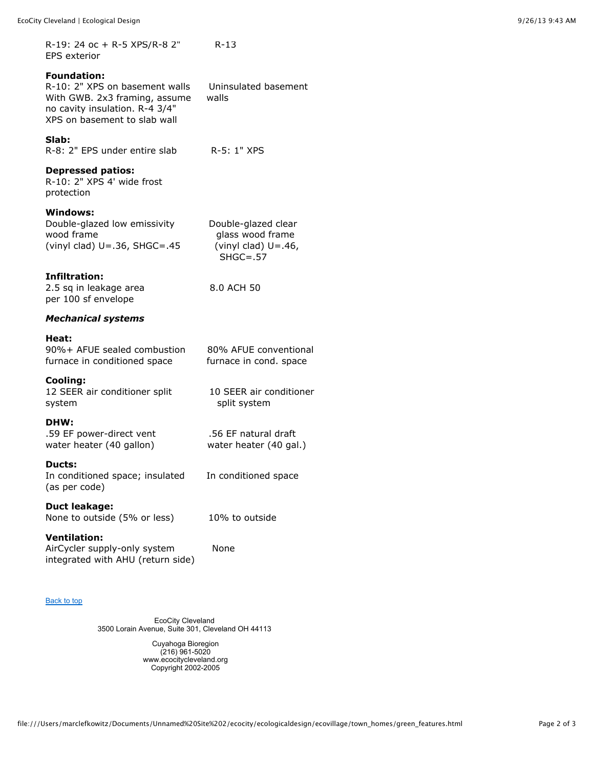| | |
|---|---|
| R-19: 24 oc + R-5 XPS/R-8 2" EPS exterior | R-13 |
| **Foundation:** | |
| R-10: 2" XPS on basement walls With GWB. 2x3 framing, assume no cavity insulation. R-4 3/4" XPS on basement to slab wall | Uninsulated basement walls |
| **Slab:** | |
| R-8: 2" EPS under entire slab | R-5: 1" XPS |
| **Depressed patios:** | |
| R-10: 2" XPS 4' wide frost protection | |
| **Windows:** | |
| Double-glazed low emissivity wood frame (vinyl clad) U=.36, SHGC=.45 | Double-glazed clear glass wood frame (vinyl clad) U=.46, SHGC=.57 |
| **Infiltration:** | |
| 2.5 sq in leakage area per 100 sf envelope | 8.0 ACH 50 |
| ***Mechanical systems*** | |
| **Heat:** | |
| 90%+ AFUE sealed combustion furnace in conditioned space | 80% AFUE conventional furnace in cond. space |
| **Cooling:** | |
| 12 SEER air conditioner split system | 10 SEER air conditioner split system |
| **DHW:** | |
| .59 EF power-direct vent water heater (40 gallon) | .56 EF natural draft water heater (40 gal.) |
| **Ducts:** | |
| In conditioned space; insulated (as per code) | In conditioned space |
| **Duct leakage:** | |
| None to outside (5% or less) | 10% to outside |
| **Ventilation:** | |
| AirCycler supply-only system integrated with AHU (return side) | None |

Back to top

EcoCity Cleveland
3500 Lorain Avenue, Suite 301, Cleveland OH 44113

Cuyahoga Bioregion
(216) 961-5020
www.ecocitycleveland.org
Copyright 2002-2005